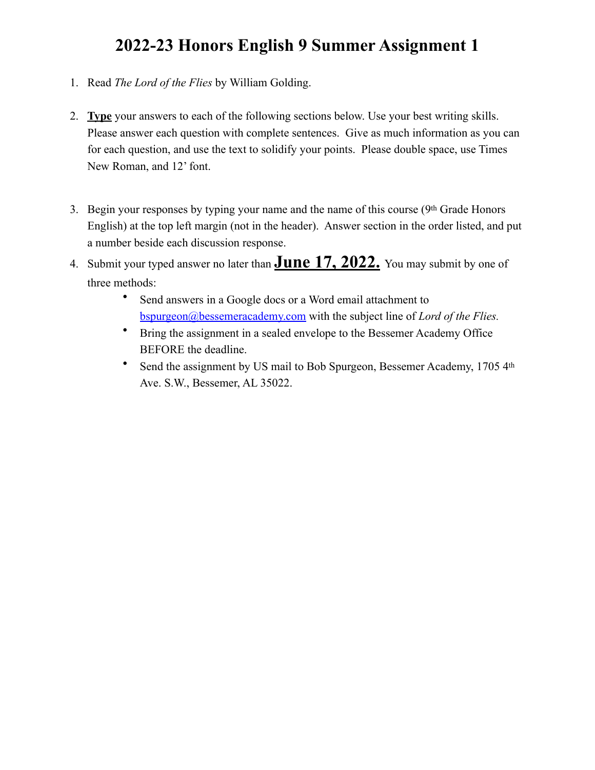# 2022-23 Honors English 9 Summer Assignment 1

1. Read *The Lord of the Flies* by William Golding.

2. **<u>Type</u>** your answers to each of the following sections below. Use your best writing skills. Please answer each question with complete sentences. Give as much information as you can for each question, and use the text to solidify your points. Please double space, use Times New Roman, and 12' font.

3. Begin your responses by typing your name and the name of this course (9th Grade Honors English) at the top left margin (not in the header). Answer section in the order listed, and put a number beside each discussion response.

4. Submit your typed answer no later than **<u>June 17, 2022.</u>** You may submit by one of three methods:
   - Send answers in a Google docs or a Word email attachment to bspurgeon@bessemeracademy.com with the subject line of *Lord of the Flies.*
   - Bring the assignment in a sealed envelope to the Bessemer Academy Office BEFORE the deadline.
   - Send the assignment by US mail to Bob Spurgeon, Bessemer Academy, 1705 4th Ave. S.W., Bessemer, AL 35022.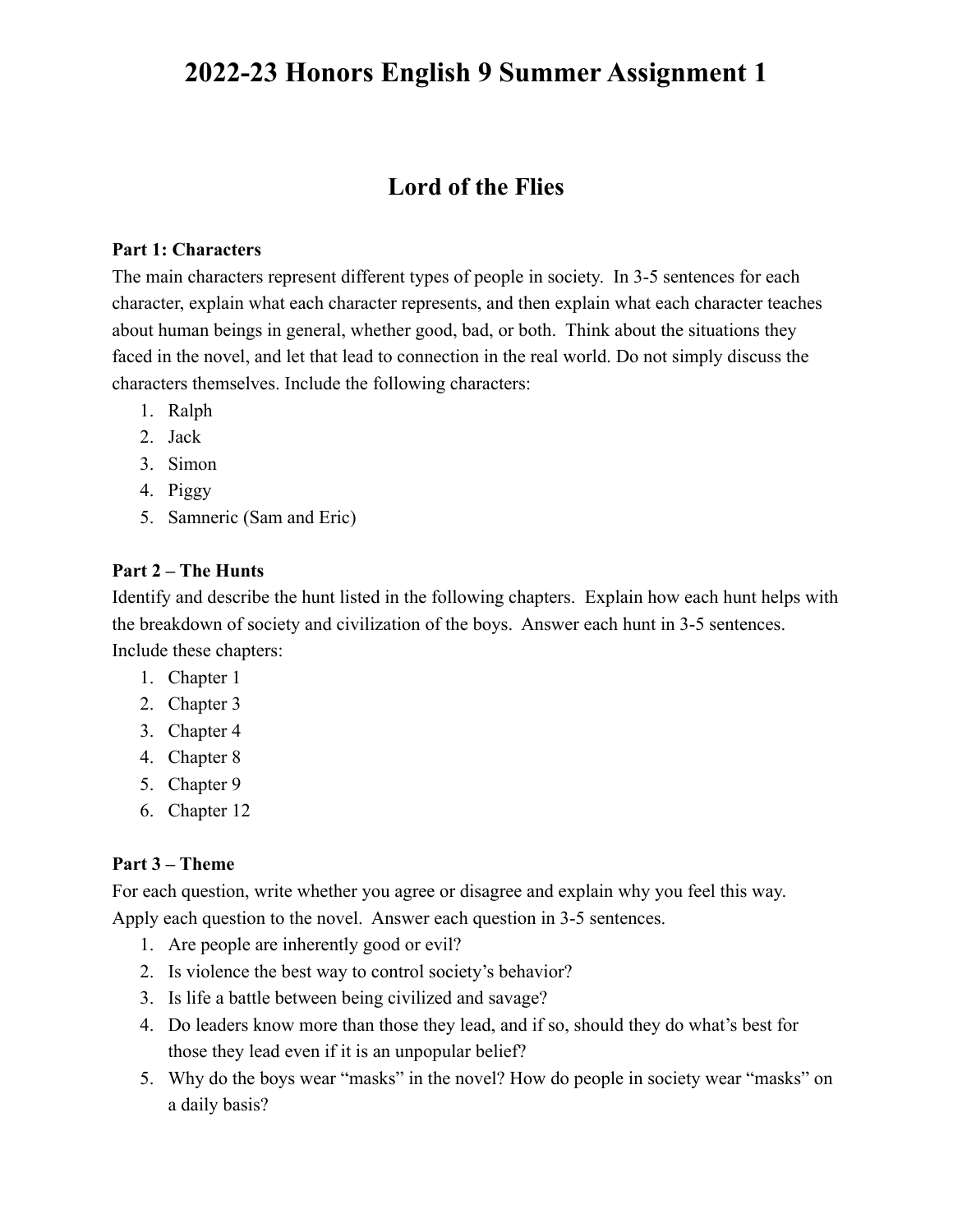# 2022-23 Honors English 9 Summer Assignment 1

## Lord of the Flies

**Part 1: Characters**

The main characters represent different types of people in society. In 3-5 sentences for each character, explain what each character represents, and then explain what each character teaches about human beings in general, whether good, bad, or both. Think about the situations they faced in the novel, and let that lead to connection in the real world. Do not simply discuss the characters themselves. Include the following characters:

1. Ralph
2. Jack
3. Simon
4. Piggy
5. Samneric (Sam and Eric)

**Part 2 – The Hunts**

Identify and describe the hunt listed in the following chapters. Explain how each hunt helps with the breakdown of society and civilization of the boys. Answer each hunt in 3-5 sentences. Include these chapters:

1. Chapter 1
2. Chapter 3
3. Chapter 4
4. Chapter 8
5. Chapter 9
6. Chapter 12

**Part 3 – Theme**

For each question, write whether you agree or disagree and explain why you feel this way. Apply each question to the novel. Answer each question in 3-5 sentences.

1. Are people are inherently good or evil?
2. Is violence the best way to control society's behavior?
3. Is life a battle between being civilized and savage?
4. Do leaders know more than those they lead, and if so, should they do what's best for those they lead even if it is an unpopular belief?
5. Why do the boys wear "masks" in the novel? How do people in society wear "masks" on a daily basis?